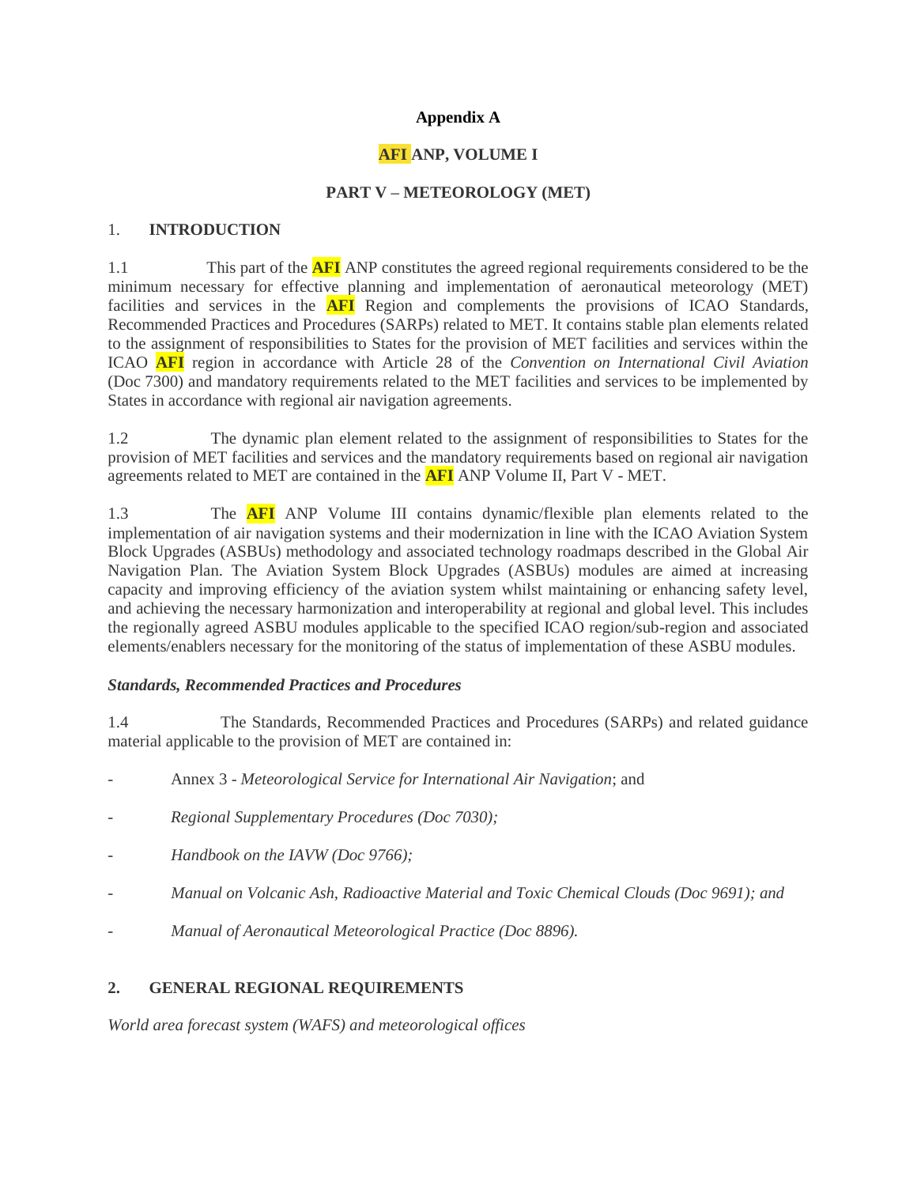**Appendix A**

**AFI ANP, VOLUME I**

**PART V – METEOROLOGY (MET)**

## 1. INTRODUCTION

1.1 This part of the AFI ANP constitutes the agreed regional requirements considered to be the minimum necessary for effective planning and implementation of aeronautical meteorology (MET) facilities and services in the AFI Region and complements the provisions of ICAO Standards, Recommended Practices and Procedures (SARPs) related to MET. It contains stable plan elements related to the assignment of responsibilities to States for the provision of MET facilities and services within the ICAO AFI region in accordance with Article 28 of the *Convention on International Civil Aviation* (Doc 7300) and mandatory requirements related to the MET facilities and services to be implemented by States in accordance with regional air navigation agreements.

1.2 The dynamic plan element related to the assignment of responsibilities to States for the provision of MET facilities and services and the mandatory requirements based on regional air navigation agreements related to MET are contained in the AFI ANP Volume II, Part V - MET.

1.3 The AFI ANP Volume III contains dynamic/flexible plan elements related to the implementation of air navigation systems and their modernization in line with the ICAO Aviation System Block Upgrades (ASBUs) methodology and associated technology roadmaps described in the Global Air Navigation Plan. The Aviation System Block Upgrades (ASBUs) modules are aimed at increasing capacity and improving efficiency of the aviation system whilst maintaining or enhancing safety level, and achieving the necessary harmonization and interoperability at regional and global level. This includes the regionally agreed ASBU modules applicable to the specified ICAO region/sub-region and associated elements/enablers necessary for the monitoring of the status of implementation of these ASBU modules.

***Standards, Recommended Practices and Procedures***

1.4 The Standards, Recommended Practices and Procedures (SARPs) and related guidance material applicable to the provision of MET are contained in:

- Annex 3 - *Meteorological Service for International Air Navigation*; and
- *Regional Supplementary Procedures (Doc 7030);*
- *Handbook on the IAVW (Doc 9766);*
- *Manual on Volcanic Ash, Radioactive Material and Toxic Chemical Clouds (Doc 9691); and*
- *Manual of Aeronautical Meteorological Practice (Doc 8896).*

## 2. GENERAL REGIONAL REQUIREMENTS

*World area forecast system (WAFS) and meteorological offices*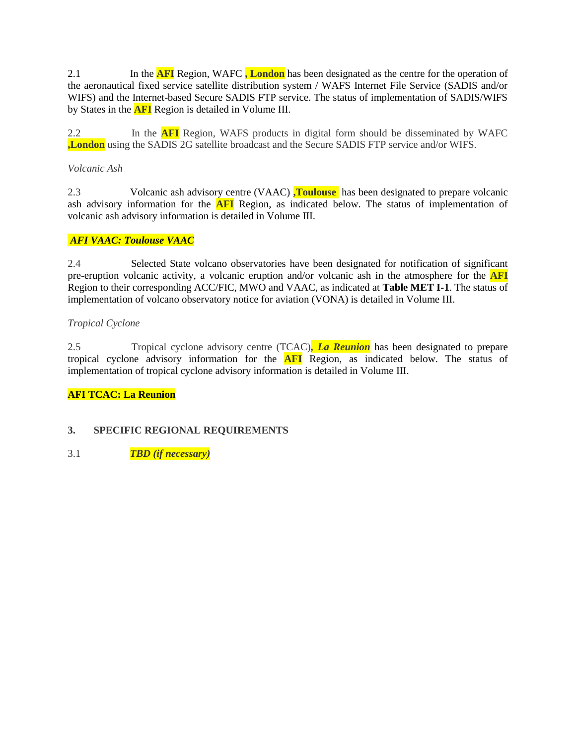2.1 In the **AFI** Region, WAFC **, London** has been designated as the centre for the operation of the aeronautical fixed service satellite distribution system / WAFS Internet File Service (SADIS and/or WIFS) and the Internet-based Secure SADIS FTP service. The status of implementation of SADIS/WIFS by States in the **AFI** Region is detailed in Volume III.

2.2 In the **AFI** Region, WAFS products in digital form should be disseminated by WAFC **,London** using the SADIS 2G satellite broadcast and the Secure SADIS FTP service and/or WIFS.

*Volcanic Ash*

2.3 Volcanic ash advisory centre (VAAC) **,Toulouse** has been designated to prepare volcanic ash advisory information for the **AFI** Region, as indicated below. The status of implementation of volcanic ash advisory information is detailed in Volume III.

***AFI VAAC: Toulouse VAAC***

2.4 Selected State volcano observatories have been designated for notification of significant pre-eruption volcanic activity, a volcanic eruption and/or volcanic ash in the atmosphere for the **AFI** Region to their corresponding ACC/FIC, MWO and VAAC, as indicated at **Table MET I-1**. The status of implementation of volcano observatory notice for aviation (VONA) is detailed in Volume III.

*Tropical Cyclone*

2.5 Tropical cyclone advisory centre (TCAC)***, La Reunion*** has been designated to prepare tropical cyclone advisory information for the **AFI** Region, as indicated below. The status of implementation of tropical cyclone advisory information is detailed in Volume III.

**AFI TCAC: La Reunion**

## 3. SPECIFIC REGIONAL REQUIREMENTS

3.1 ***TBD (if necessary)***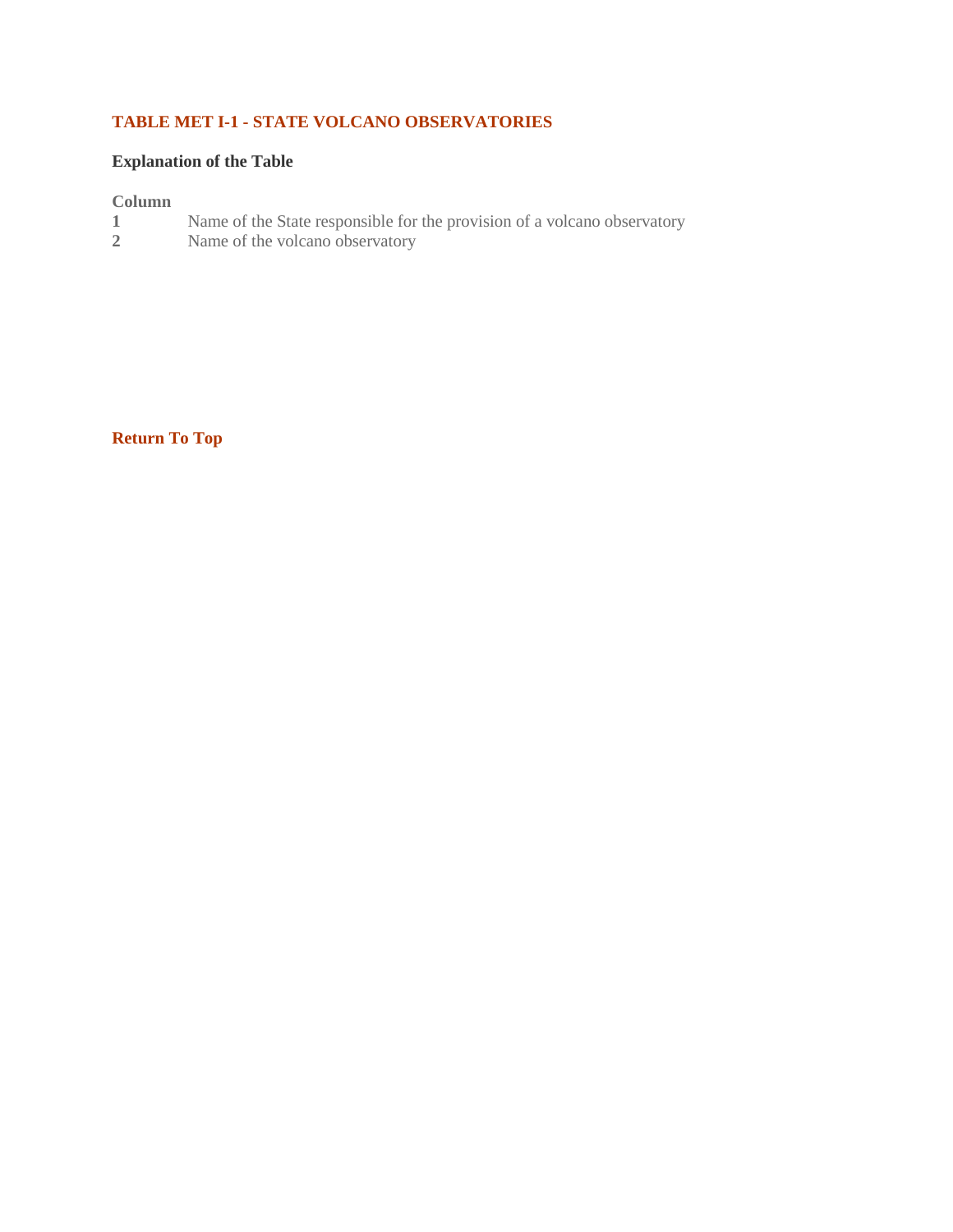### TABLE MET I-1 - STATE VOLCANO OBSERVATORIES

**Explanation of the Table**

**Column**

**1** Name of the State responsible for the provision of a volcano observatory

**2** Name of the volcano observatory

**Return To Top**